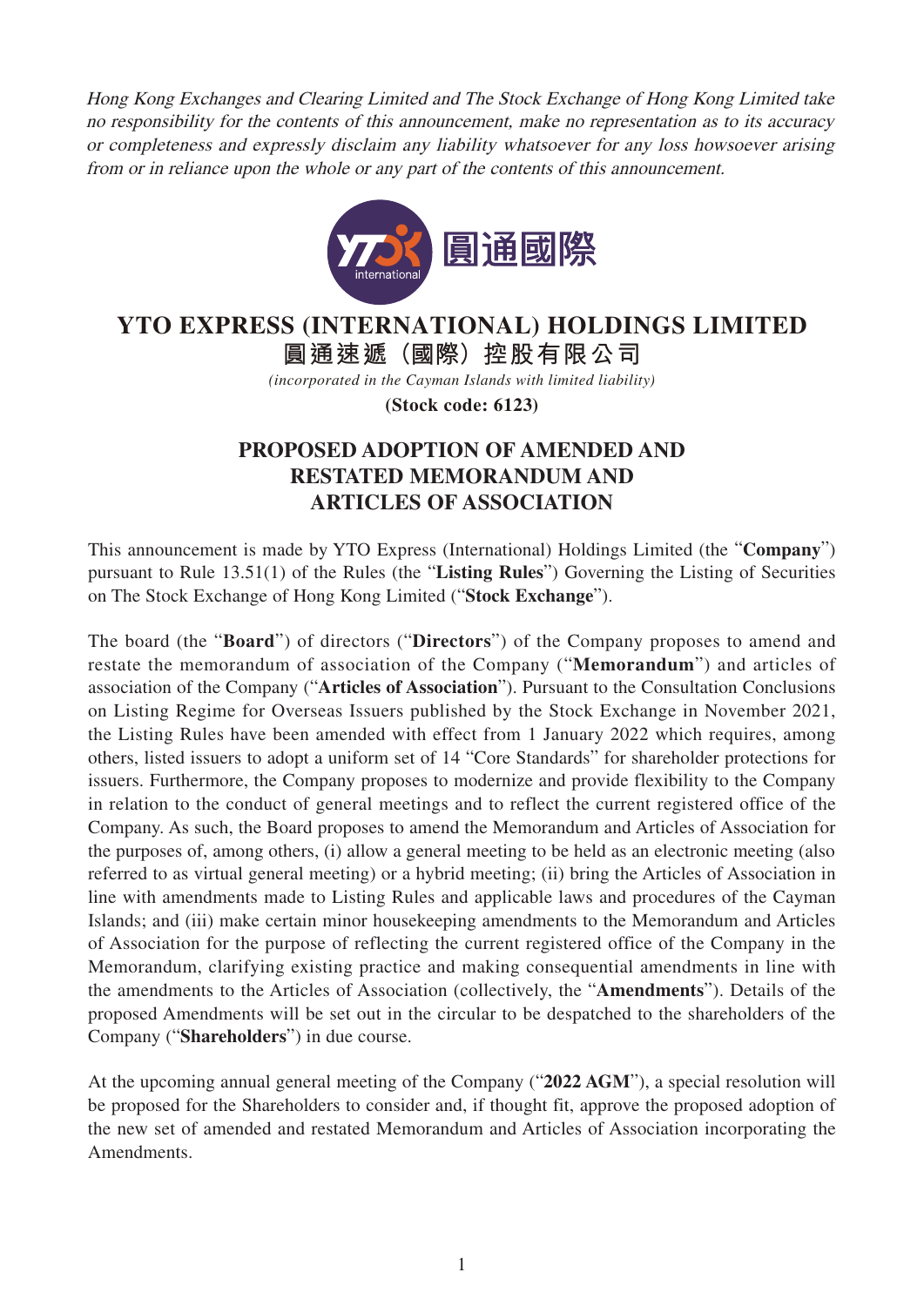*Hong Kong Exchanges and Clearing Limited and The Stock Exchange of Hong Kong Limited take no responsibility for the contents of this announcement, make no representation as to its accuracy or completeness and expressly disclaim any liability whatsoever for any loss howsoever arising from or in reliance upon the whole or any part of the contents of this announcement.*

# YTO EXPRESS (INTERNATIONAL) HOLDINGS LIMITED
# 圓通速遞（國際）控股有限公司

*(incorporated in the Cayman Islands with limited liability)*

**(Stock code: 6123)**

## PROPOSED ADOPTION OF AMENDED AND RESTATED MEMORANDUM AND ARTICLES OF ASSOCIATION

This announcement is made by YTO Express (International) Holdings Limited (the "**Company**") pursuant to Rule 13.51(1) of the Rules (the "**Listing Rules**") Governing the Listing of Securities on The Stock Exchange of Hong Kong Limited ("**Stock Exchange**").

The board (the "**Board**") of directors ("**Directors**") of the Company proposes to amend and restate the memorandum of association of the Company ("**Memorandum**") and articles of association of the Company ("**Articles of Association**"). Pursuant to the Consultation Conclusions on Listing Regime for Overseas Issuers published by the Stock Exchange in November 2021, the Listing Rules have been amended with effect from 1 January 2022 which requires, among others, listed issuers to adopt a uniform set of 14 "Core Standards" for shareholder protections for issuers. Furthermore, the Company proposes to modernize and provide flexibility to the Company in relation to the conduct of general meetings and to reflect the current registered office of the Company. As such, the Board proposes to amend the Memorandum and Articles of Association for the purposes of, among others, (i) allow a general meeting to be held as an electronic meeting (also referred to as virtual general meeting) or a hybrid meeting; (ii) bring the Articles of Association in line with amendments made to Listing Rules and applicable laws and procedures of the Cayman Islands; and (iii) make certain minor housekeeping amendments to the Memorandum and Articles of Association for the purpose of reflecting the current registered office of the Company in the Memorandum, clarifying existing practice and making consequential amendments in line with the amendments to the Articles of Association (collectively, the "**Amendments**"). Details of the proposed Amendments will be set out in the circular to be despatched to the shareholders of the Company ("**Shareholders**") in due course.

At the upcoming annual general meeting of the Company ("**2022 AGM**"), a special resolution will be proposed for the Shareholders to consider and, if thought fit, approve the proposed adoption of the new set of amended and restated Memorandum and Articles of Association incorporating the Amendments.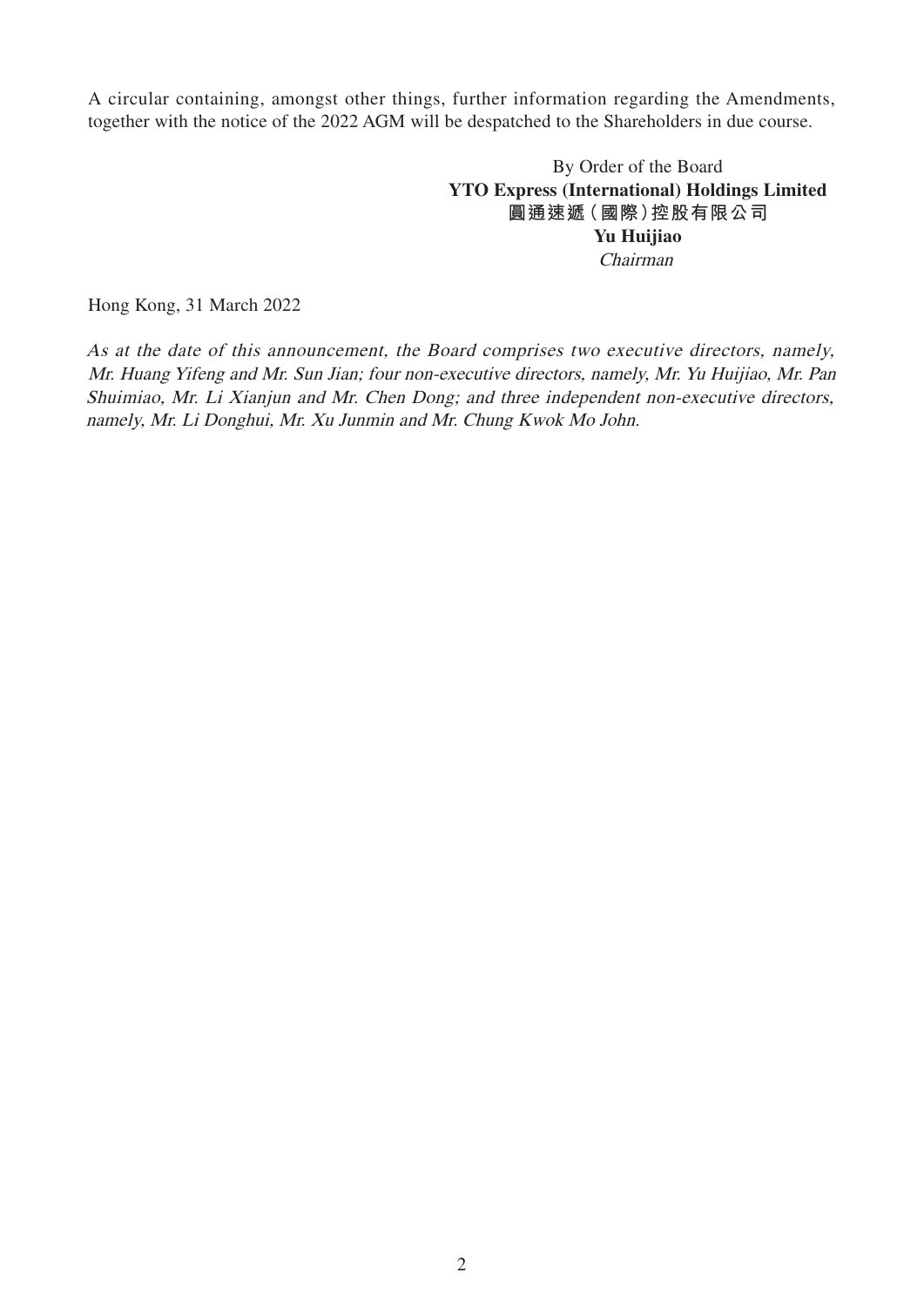A circular containing, amongst other things, further information regarding the Amendments, together with the notice of the 2022 AGM will be despatched to the Shareholders in due course.

By Order of the Board
**YTO Express (International) Holdings Limited**
**圓通速遞（國際）控股有限公司**
**Yu Huijiao**
*Chairman*

Hong Kong, 31 March 2022

*As at the date of this announcement, the Board comprises two executive directors, namely, Mr. Huang Yifeng and Mr. Sun Jian; four non-executive directors, namely, Mr. Yu Huijiao, Mr. Pan Shuimiao, Mr. Li Xianjun and Mr. Chen Dong; and three independent non-executive directors, namely, Mr. Li Donghui, Mr. Xu Junmin and Mr. Chung Kwok Mo John.*